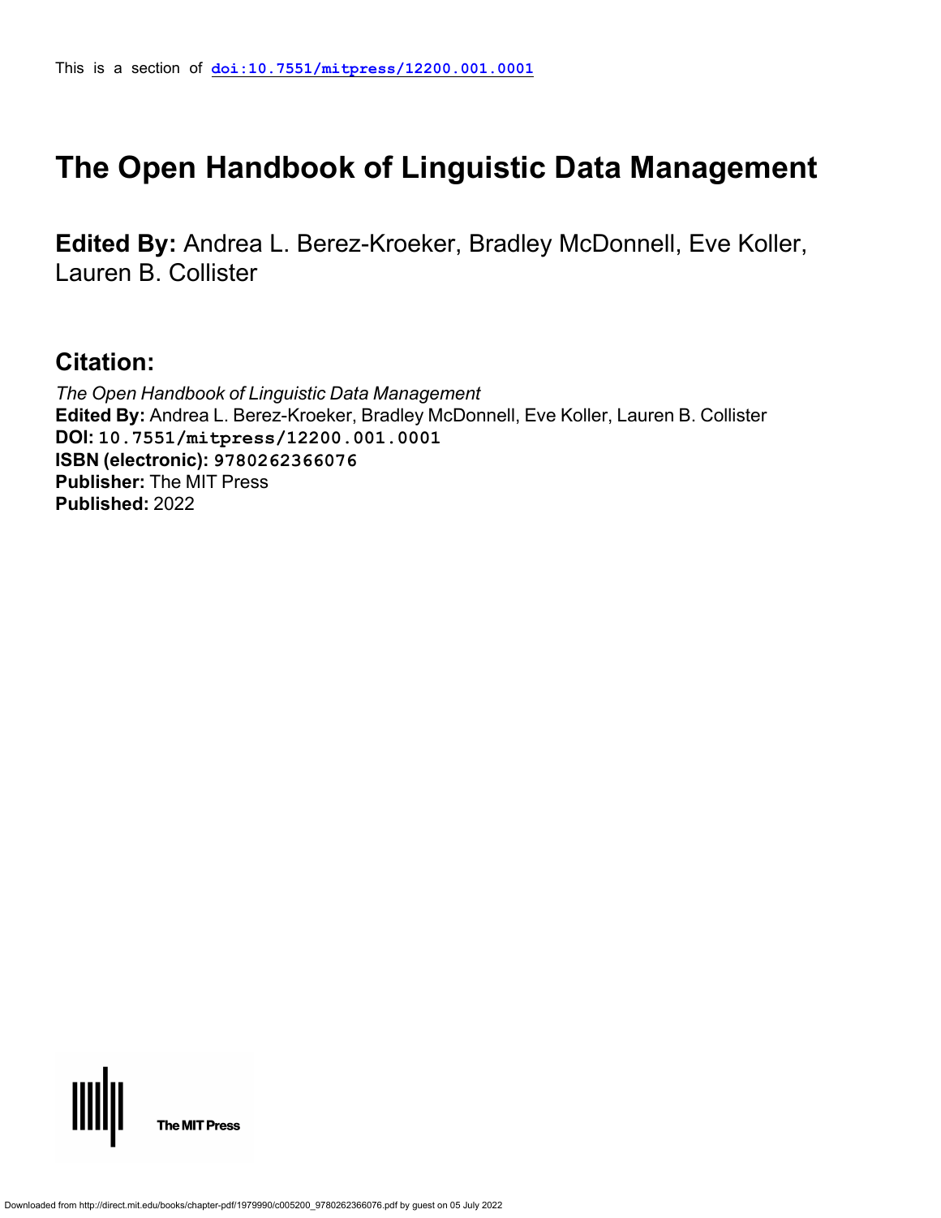This is a section of **doi:10.7551/mitpress/12200.001.0001**

# The Open Handbook of Linguistic Data Management

**Edited By:** Andrea L. Berez-Kroeker, Bradley McDonnell, Eve Koller, Lauren B. Collister

## Citation:

*The Open Handbook of Linguistic Data Management*
**Edited By:** Andrea L. Berez-Kroeker, Bradley McDonnell, Eve Koller, Lauren B. Collister
**DOI:** 10.7551/mitpress/12200.001.0001
**ISBN (electronic):** 9780262366076
**Publisher:** The MIT Press
**Published:** 2022

The MIT Press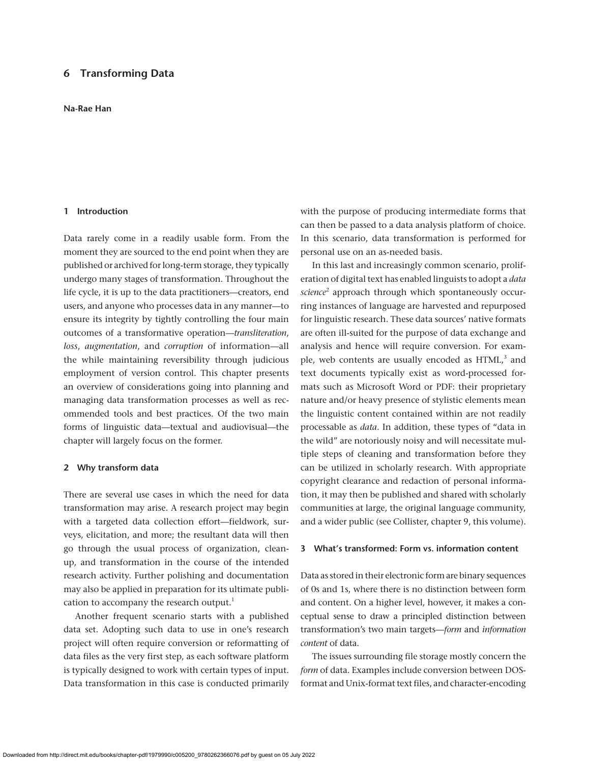# 6 Transforming Data

**Na-Rae Han**

## 1 Introduction

Data rarely come in a readily usable form. From the moment they are sourced to the end point when they are published or archived for long-term storage, they typically undergo many stages of transformation. Throughout the life cycle, it is up to the data practitioners—creators, end users, and anyone who processes data in any manner—to ensure its integrity by tightly controlling the four main outcomes of a transformative operation—*transliteration*, *loss*, *augmentation*, and *corruption* of information—all the while maintaining reversibility through judicious employment of version control. This chapter presents an overview of considerations going into planning and managing data transformation processes as well as recommended tools and best practices. Of the two main forms of linguistic data—textual and audiovisual—the chapter will largely focus on the former.

## 2 Why transform data

There are several use cases in which the need for data transformation may arise. A research project may begin with a targeted data collection effort—fieldwork, surveys, elicitation, and more; the resultant data will then go through the usual process of organization, cleanup, and transformation in the course of the intended research activity. Further polishing and documentation may also be applied in preparation for its ultimate publication to accompany the research output.[1]

Another frequent scenario starts with a published data set. Adopting such data to use in one's research project will often require conversion or reformatting of data files as the very first step, as each software platform is typically designed to work with certain types of input. Data transformation in this case is conducted primarily with the purpose of producing intermediate forms that can then be passed to a data analysis platform of choice. In this scenario, data transformation is performed for personal use on an as-needed basis.

In this last and increasingly common scenario, proliferation of digital text has enabled linguists to adopt a *data science*[2] approach through which spontaneously occurring instances of language are harvested and repurposed for linguistic research. These data sources' native formats are often ill-suited for the purpose of data exchange and analysis and hence will require conversion. For example, web contents are usually encoded as HTML,[3] and text documents typically exist as word-processed formats such as Microsoft Word or PDF: their proprietary nature and/or heavy presence of stylistic elements mean the linguistic content contained within are not readily processable as *data*. In addition, these types of "data in the wild" are notoriously noisy and will necessitate multiple steps of cleaning and transformation before they can be utilized in scholarly research. With appropriate copyright clearance and redaction of personal information, it may then be published and shared with scholarly communities at large, the original language community, and a wider public (see Collister, chapter 9, this volume).

## 3 What's transformed: Form vs. information content

Data as stored in their electronic form are binary sequences of 0s and 1s, where there is no distinction between form and content. On a higher level, however, it makes a conceptual sense to draw a principled distinction between transformation's two main targets—*form* and *information content* of data.

The issues surrounding file storage mostly concern the *form* of data. Examples include conversion between DOS-format and Unix-format text files, and character-encoding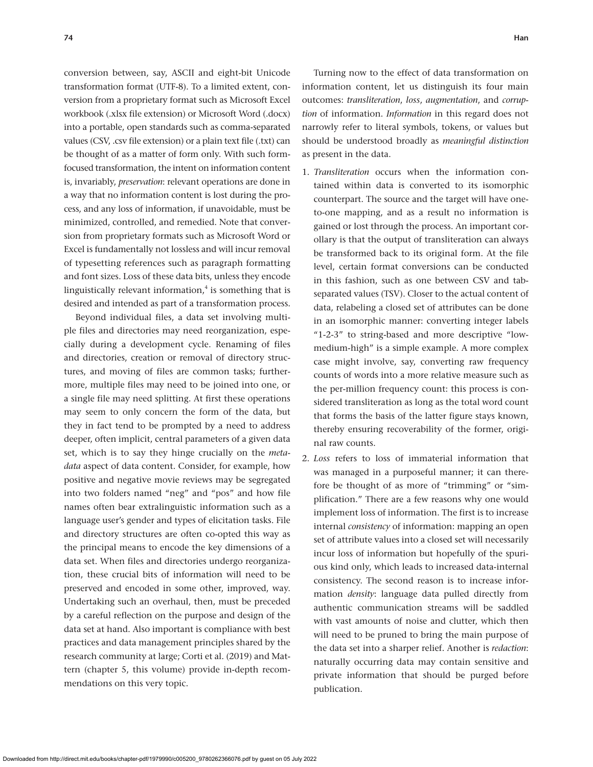conversion between, say, ASCII and eight-bit Unicode transformation format (UTF-8). To a limited extent, conversion from a proprietary format such as Microsoft Excel workbook (.xlsx file extension) or Microsoft Word (.docx) into a portable, open standards such as comma-separated values (CSV, .csv file extension) or a plain text file (.txt) can be thought of as a matter of form only. With such form-focused transformation, the intent on information content is, invariably, *preservation*: relevant operations are done in a way that no information content is lost during the process, and any loss of information, if unavoidable, must be minimized, controlled, and remedied. Note that conversion from proprietary formats such as Microsoft Word or Excel is fundamentally not lossless and will incur removal of typesetting references such as paragraph formatting and font sizes. Loss of these data bits, unless they encode linguistically relevant information,[4] is something that is desired and intended as part of a transformation process.

Beyond individual files, a data set involving multiple files and directories may need reorganization, especially during a development cycle. Renaming of files and directories, creation or removal of directory structures, and moving of files are common tasks; furthermore, multiple files may need to be joined into one, or a single file may need splitting. At first these operations may seem to only concern the form of the data, but they in fact tend to be prompted by a need to address deeper, often implicit, central parameters of a given data set, which is to say they hinge crucially on the *metadata* aspect of data content. Consider, for example, how positive and negative movie reviews may be segregated into two folders named "neg" and "pos" and how file names often bear extralinguistic information such as a language user's gender and types of elicitation tasks. File and directory structures are often co-opted this way as the principal means to encode the key dimensions of a data set. When files and directories undergo reorganization, these crucial bits of information will need to be preserved and encoded in some other, improved, way. Undertaking such an overhaul, then, must be preceded by a careful reflection on the purpose and design of the data set at hand. Also important is compliance with best practices and data management principles shared by the research community at large; Corti et al. (2019) and Mattern (chapter 5, this volume) provide in-depth recommendations on this very topic.

Turning now to the effect of data transformation on information content, let us distinguish its four main outcomes: *transliteration*, *loss*, *augmentation*, and *corruption* of information. *Information* in this regard does not narrowly refer to literal symbols, tokens, or values but should be understood broadly as *meaningful distinction* as present in the data.

1. *Transliteration* occurs when the information contained within data is converted to its isomorphic counterpart. The source and the target will have one-to-one mapping, and as a result no information is gained or lost through the process. An important corollary is that the output of transliteration can always be transformed back to its original form. At the file level, certain format conversions can be conducted in this fashion, such as one between CSV and tab-separated values (TSV). Closer to the actual content of data, relabeling a closed set of attributes can be done in an isomorphic manner: converting integer labels "1-2-3" to string-based and more descriptive "low-medium-high" is a simple example. A more complex case might involve, say, converting raw frequency counts of words into a more relative measure such as the per-million frequency count: this process is considered transliteration as long as the total word count that forms the basis of the latter figure stays known, thereby ensuring recoverability of the former, original raw counts.
2. *Loss* refers to loss of immaterial information that was managed in a purposeful manner; it can therefore be thought of as more of "trimming" or "simplification." There are a few reasons why one would implement loss of information. The first is to increase internal *consistency* of information: mapping an open set of attribute values into a closed set will necessarily incur loss of information but hopefully of the spurious kind only, which leads to increased data-internal consistency. The second reason is to increase information *density*: language data pulled directly from authentic communication streams will be saddled with vast amounts of noise and clutter, which then will need to be pruned to bring the main purpose of the data set into a sharper relief. Another is *redaction*: naturally occurring data may contain sensitive and private information that should be purged before publication.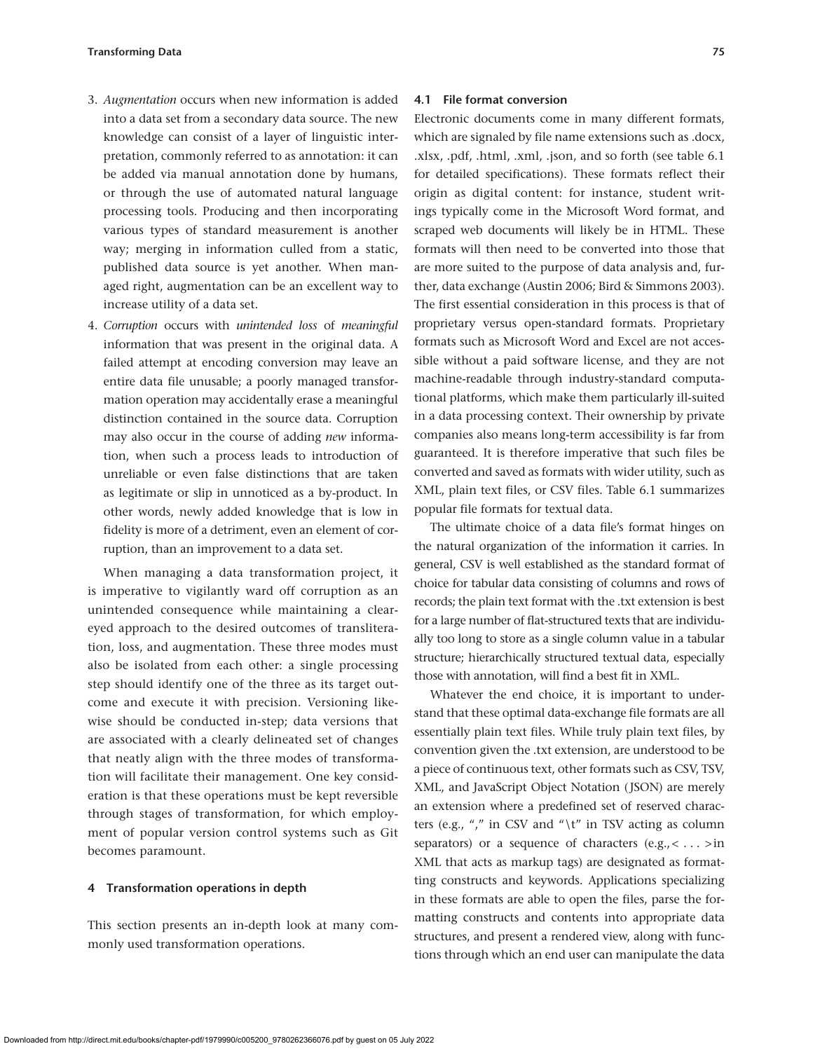3. *Augmentation* occurs when new information is added into a data set from a secondary data source. The new knowledge can consist of a layer of linguistic interpretation, commonly referred to as annotation: it can be added via manual annotation done by humans, or through the use of automated natural language processing tools. Producing and then incorporating various types of standard measurement is another way; merging in information culled from a static, published data source is yet another. When managed right, augmentation can be an excellent way to increase utility of a data set.
4. *Corruption* occurs with *unintended loss* of *meaningful* information that was present in the original data. A failed attempt at encoding conversion may leave an entire data file unusable; a poorly managed transformation operation may accidentally erase a meaningful distinction contained in the source data. Corruption may also occur in the course of adding *new* information, when such a process leads to introduction of unreliable or even false distinctions that are taken as legitimate or slip in unnoticed as a by-product. In other words, newly added knowledge that is low in fidelity is more of a detriment, even an element of corruption, than an improvement to a data set.

When managing a data transformation project, it is imperative to vigilantly ward off corruption as an unintended consequence while maintaining a clear-eyed approach to the desired outcomes of transliteration, loss, and augmentation. These three modes must also be isolated from each other: a single processing step should identify one of the three as its target outcome and execute it with precision. Versioning likewise should be conducted in-step; data versions that are associated with a clearly delineated set of changes that neatly align with the three modes of transformation will facilitate their management. One key consideration is that these operations must be kept reversible through stages of transformation, for which employment of popular version control systems such as Git becomes paramount.

## 4 Transformation operations in depth

This section presents an in-depth look at many commonly used transformation operations.

### 4.1 File format conversion

Electronic documents come in many different formats, which are signaled by file name extensions such as .docx, .xlsx, .pdf, .html, .xml, .json, and so forth (see table 6.1 for detailed specifications). These formats reflect their origin as digital content: for instance, student writings typically come in the Microsoft Word format, and scraped web documents will likely be in HTML. These formats will then need to be converted into those that are more suited to the purpose of data analysis and, further, data exchange (Austin 2006; Bird & Simmons 2003). The first essential consideration in this process is that of proprietary versus open-standard formats. Proprietary formats such as Microsoft Word and Excel are not accessible without a paid software license, and they are not machine-readable through industry-standard computational platforms, which make them particularly ill-suited in a data processing context. Their ownership by private companies also means long-term accessibility is far from guaranteed. It is therefore imperative that such files be converted and saved as formats with wider utility, such as XML, plain text files, or CSV files. Table 6.1 summarizes popular file formats for textual data.

The ultimate choice of a data file's format hinges on the natural organization of the information it carries. In general, CSV is well established as the standard format of choice for tabular data consisting of columns and rows of records; the plain text format with the .txt extension is best for a large number of flat-structured texts that are individually too long to store as a single column value in a tabular structure; hierarchically structured textual data, especially those with annotation, will find a best fit in XML.

Whatever the end choice, it is important to understand that these optimal data-exchange file formats are all essentially plain text files. While truly plain text files, by convention given the .txt extension, are understood to be a piece of continuous text, other formats such as CSV, TSV, XML, and JavaScript Object Notation (JSON) are merely an extension where a predefined set of reserved characters (e.g., "," in CSV and "\t" in TSV acting as column separators) or a sequence of characters (e.g.,< . . . >in XML that acts as markup tags) are designated as formatting constructs and keywords. Applications specializing in these formats are able to open the files, parse the formatting constructs and contents into appropriate data structures, and present a rendered view, along with functions through which an end user can manipulate the data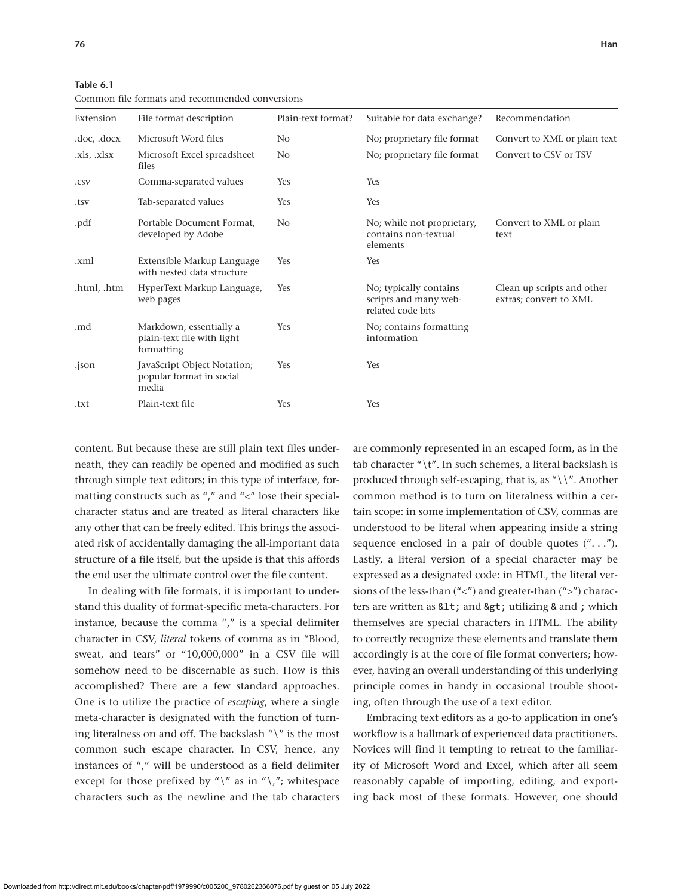**Table 6.1**
Common file formats and recommended conversions

| Extension | File format description | Plain-text format? | Suitable for data exchange? | Recommendation |
|---|---|---|---|---|
| .doc, .docx | Microsoft Word files | No | No; proprietary file format | Convert to XML or plain text |
| .xls, .xlsx | Microsoft Excel spreadsheet files | No | No; proprietary file format | Convert to CSV or TSV |
| .csv | Comma-separated values | Yes | Yes | |
| .tsv | Tab-separated values | Yes | Yes | |
| .pdf | Portable Document Format, developed by Adobe | No | No; while not proprietary, contains non-textual elements | Convert to XML or plain text |
| .xml | Extensible Markup Language with nested data structure | Yes | Yes | |
| .html, .htm | HyperText Markup Language, web pages | Yes | No; typically contains scripts and many web-related code bits | Clean up scripts and other extras; convert to XML |
| .md | Markdown, essentially a plain-text file with light formatting | Yes | No; contains formatting information | |
| .json | JavaScript Object Notation; popular format in social media | Yes | Yes | |
| .txt | Plain-text file | Yes | Yes | |

content. But because these are still plain text files underneath, they can readily be opened and modified as such through simple text editors; in this type of interface, formatting constructs such as "," and "<" lose their special-character status and are treated as literal characters like any other that can be freely edited. This brings the associated risk of accidentally damaging the all-important data structure of a file itself, but the upside is that this affords the end user the ultimate control over the file content.

In dealing with file formats, it is important to understand this duality of format-specific meta-characters. For instance, because the comma "," is a special delimiter character in CSV, *literal* tokens of comma as in "Blood, sweat, and tears" or "10,000,000" in a CSV file will somehow need to be discernable as such. How is this accomplished? There are a few standard approaches. One is to utilize the practice of *escaping*, where a single meta-character is designated with the function of turning literalness on and off. The backslash "\" is the most common such escape character. In CSV, hence, any instances of "," will be understood as a field delimiter except for those prefixed by "\" as in "\,"; whitespace characters such as the newline and the tab characters are commonly represented in an escaped form, as in the tab character "\t". In such schemes, a literal backslash is produced through self-escaping, that is, as "\\". Another common method is to turn on literalness within a certain scope: in some implementation of CSV, commas are understood to be literal when appearing inside a string sequence enclosed in a pair of double quotes ("..."). Lastly, a literal version of a special character may be expressed as a designated code: in HTML, the literal versions of the less-than ("<") and greater-than (">") characters are written as `&lt;` and `&gt;` utilizing `&` and `;` which themselves are special characters in HTML. The ability to correctly recognize these elements and translate them accordingly is at the core of file format converters; however, having an overall understanding of this underlying principle comes in handy in occasional trouble shooting, often through the use of a text editor.

Embracing text editors as a go-to application in one's workflow is a hallmark of experienced data practitioners. Novices will find it tempting to retreat to the familiarity of Microsoft Word and Excel, which after all seem reasonably capable of importing, editing, and exporting back most of these formats. However, one should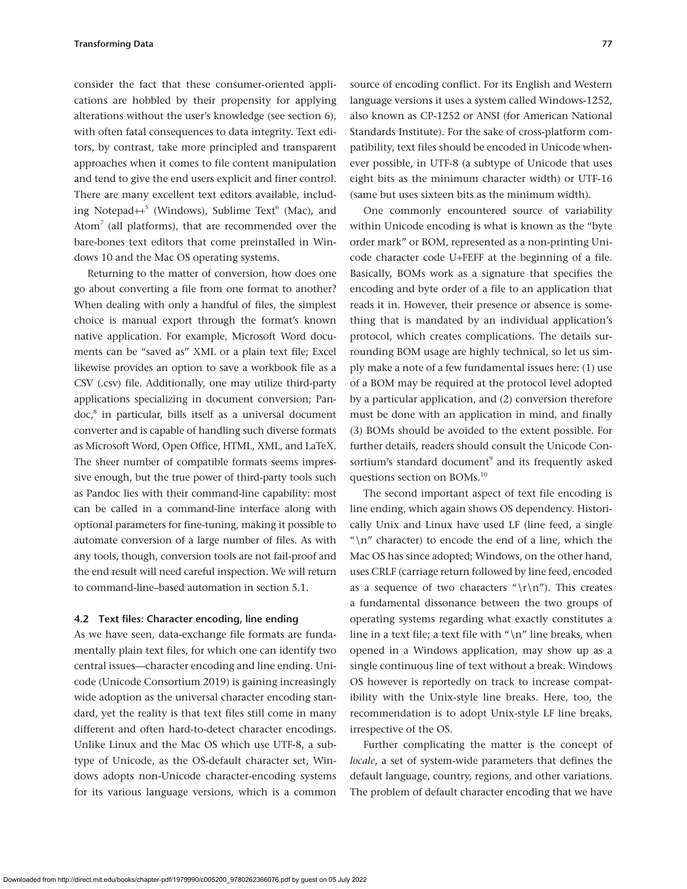consider the fact that these consumer-oriented applications are hobbled by their propensity for applying alterations without the user's knowledge (see section 6), with often fatal consequences to data integrity. Text editors, by contrast, take more principled and transparent approaches when it comes to file content manipulation and tend to give the end users explicit and finer control. There are many excellent text editors available, including Notepad++[5] (Windows), Sublime Text[6] (Mac), and Atom[7] (all platforms), that are recommended over the bare-bones text editors that come preinstalled in Windows 10 and the Mac OS operating systems.

Returning to the matter of conversion, how does one go about converting a file from one format to another? When dealing with only a handful of files, the simplest choice is manual export through the format's known native application. For example, Microsoft Word documents can be "saved as" XML or a plain text file; Excel likewise provides an option to save a workbook file as a CSV (.csv) file. Additionally, one may utilize third-party applications specializing in document conversion; Pandoc,[8] in particular, bills itself as a universal document converter and is capable of handling such diverse formats as Microsoft Word, Open Office, HTML, XML, and LaTeX. The sheer number of compatible formats seems impressive enough, but the true power of third-party tools such as Pandoc lies with their command-line capability: most can be called in a command-line interface along with optional parameters for fine-tuning, making it possible to automate conversion of a large number of files. As with any tools, though, conversion tools are not fail-proof and the end result will need careful inspection. We will return to command-line–based automation in section 5.1.

### 4.2 Text files: Character encoding, line ending

As we have seen, data-exchange file formats are fundamentally plain text files, for which one can identify two central issues—character encoding and line ending. Unicode (Unicode Consortium 2019) is gaining increasingly wide adoption as the universal character encoding standard, yet the reality is that text files still come in many different and often hard-to-detect character encodings. Unlike Linux and the Mac OS which use UTF-8, a subtype of Unicode, as the OS-default character set, Windows adopts non-Unicode character-encoding systems for its various language versions, which is a common source of encoding conflict. For its English and Western language versions it uses a system called Windows-1252, also known as CP-1252 or ANSI (for American National Standards Institute). For the sake of cross-platform compatibility, text files should be encoded in Unicode whenever possible, in UTF-8 (a subtype of Unicode that uses eight bits as the minimum character width) or UTF-16 (same but uses sixteen bits as the minimum width).

One commonly encountered source of variability within Unicode encoding is what is known as the "byte order mark" or BOM, represented as a non-printing Unicode character code U+FEFF at the beginning of a file. Basically, BOMs work as a signature that specifies the encoding and byte order of a file to an application that reads it in. However, their presence or absence is something that is mandated by an individual application's protocol, which creates complications. The details surrounding BOM usage are highly technical, so let us simply make a note of a few fundamental issues here: (1) use of a BOM may be required at the protocol level adopted by a particular application, and (2) conversion therefore must be done with an application in mind, and finally (3) BOMs should be avoided to the extent possible. For further details, readers should consult the Unicode Consortium's standard document[9] and its frequently asked questions section on BOMs.[10]

The second important aspect of text file encoding is line ending, which again shows OS dependency. Historically Unix and Linux have used LF (line feed, a single "\n" character) to encode the end of a line, which the Mac OS has since adopted; Windows, on the other hand, uses CRLF (carriage return followed by line feed, encoded as a sequence of two characters "\r\n"). This creates a fundamental dissonance between the two groups of operating systems regarding what exactly constitutes a line in a text file; a text file with "\n" line breaks, when opened in a Windows application, may show up as a single continuous line of text without a break. Windows OS however is reportedly on track to increase compatibility with the Unix-style line breaks. Here, too, the recommendation is to adopt Unix-style LF line breaks, irrespective of the OS.

Further complicating the matter is the concept of *locale*, a set of system-wide parameters that defines the default language, country, regions, and other variations. The problem of default character encoding that we have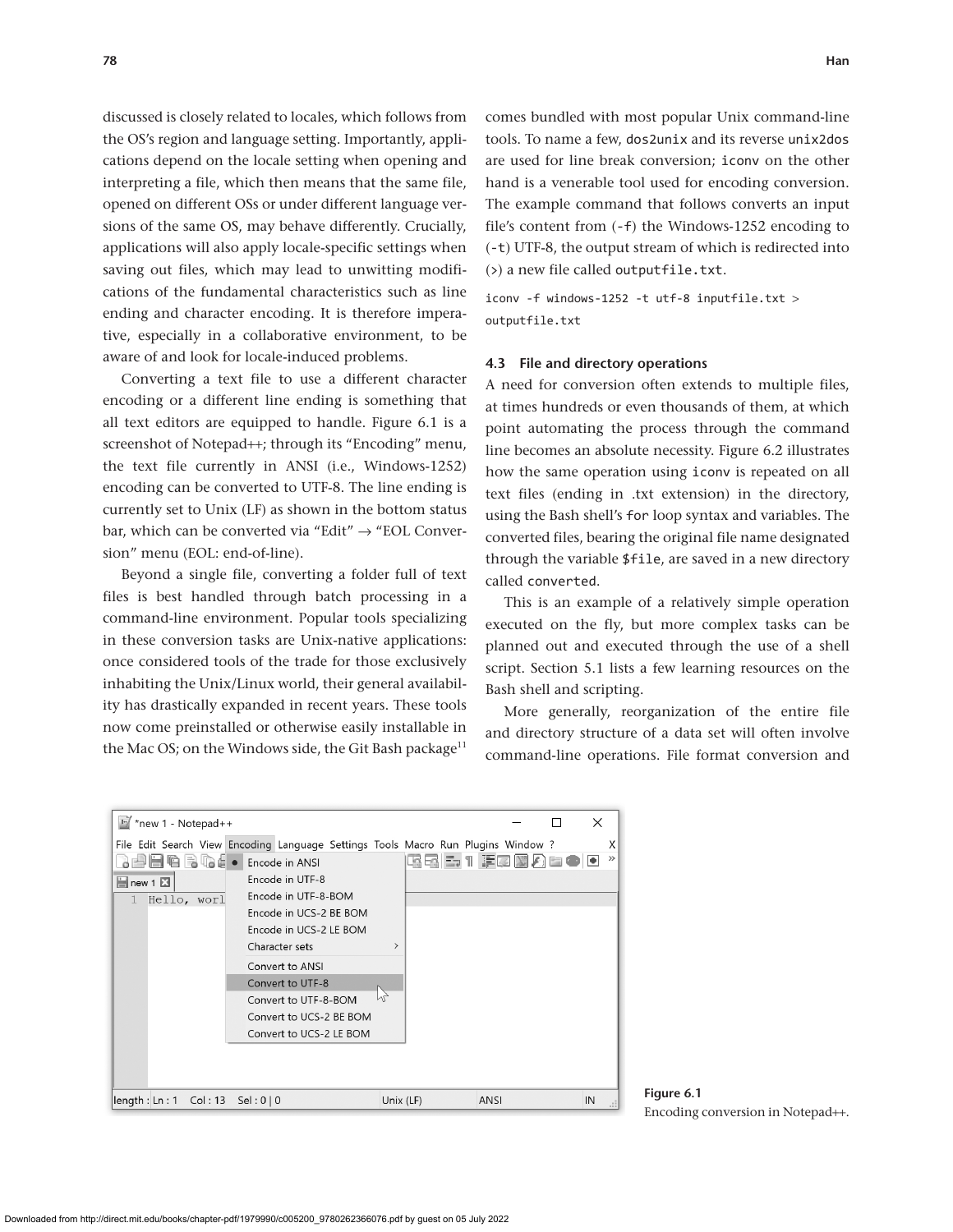discussed is closely related to locales, which follows from the OS's region and language setting. Importantly, applications depend on the locale setting when opening and interpreting a file, which then means that the same file, opened on different OSs or under different language versions of the same OS, may behave differently. Crucially, applications will also apply locale-specific settings when saving out files, which may lead to unwitting modifications of the fundamental characteristics such as line ending and character encoding. It is therefore imperative, especially in a collaborative environment, to be aware of and look for locale-induced problems.

Converting a text file to use a different character encoding or a different line ending is something that all text editors are equipped to handle. Figure 6.1 is a screenshot of Notepad++; through its "Encoding" menu, the text file currently in ANSI (i.e., Windows-1252) encoding can be converted to UTF-8. The line ending is currently set to Unix (LF) as shown in the bottom status bar, which can be converted via "Edit" → "EOL Conversion" menu (EOL: end-of-line).

Beyond a single file, converting a folder full of text files is best handled through batch processing in a command-line environment. Popular tools specializing in these conversion tasks are Unix-native applications: once considered tools of the trade for those exclusively inhabiting the Unix/Linux world, their general availability has drastically expanded in recent years. These tools now come preinstalled or otherwise easily installable in the Mac OS; on the Windows side, the Git Bash package[11] comes bundled with most popular Unix command-line tools. To name a few, `dos2unix` and its reverse `unix2dos` are used for line break conversion; `iconv` on the other hand is a venerable tool used for encoding conversion. The example command that follows converts an input file's content from (`-f`) the Windows-1252 encoding to (`-t`) UTF-8, the output stream of which is redirected into (`>`) a new file called `outputfile.txt`.

```
iconv -f windows-1252 -t utf-8 inputfile.txt >
outputfile.txt
```

### 4.3 File and directory operations

A need for conversion often extends to multiple files, at times hundreds or even thousands of them, at which point automating the process through the command line becomes an absolute necessity. Figure 6.2 illustrates how the same operation using `iconv` is repeated on all text files (ending in .txt extension) in the directory, using the Bash shell's `for` loop syntax and variables. The converted files, bearing the original file name designated through the variable `$file`, are saved in a new directory called `converted`.

This is an example of a relatively simple operation executed on the fly, but more complex tasks can be planned out and executed through the use of a shell script. Section 5.1 lists a few learning resources on the Bash shell and scripting.

More generally, reorganization of the entire file and directory structure of a data set will often involve command-line operations. File format conversion and

*new 1 - Notepad++

File Edit Search View Encoding Language Settings Tools Macro Run Plugins Window ?

new 1

1 Hello, worl

Encode in ANSI
Encode in UTF-8
Encode in UTF-8-BOM
Encode in UCS-2 BE BOM
Encode in UCS-2 LE BOM
Character sets
Convert to ANSI
Convert to UTF-8
Convert to UTF-8-BOM
Convert to UCS-2 BE BOM
Convert to UCS-2 LE BOM

length : Ln : 1 Col : 13 Sel : 0 | 0 Unix (LF) ANSI IN

**Figure 6.1**
Encoding conversion in Notepad++.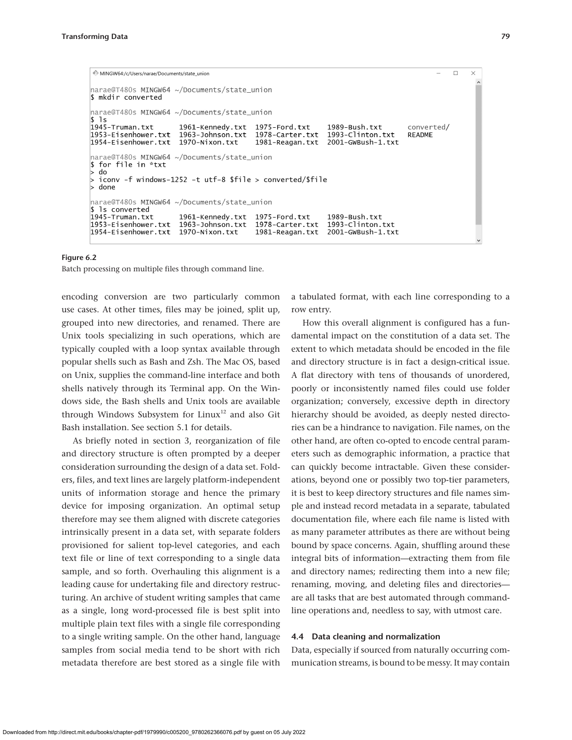```
MINGW64:/c/Users/narae/Documents/state_union

narae@T480s MINGW64 ~/Documents/state_union
$ mkdir converted

narae@T480s MINGW64 ~/Documents/state_union
$ ls
1945-Truman.txt      1961-Kennedy.txt  1975-Ford.txt    1989-Bush.txt      converted/
1953-Eisenhower.txt  1963-Johnson.txt  1978-Carter.txt  1993-Clinton.txt   README
1954-Eisenhower.txt  1970-Nixon.txt    1981-Reagan.txt  2001-GWBush-1.txt

narae@T480s MINGW64 ~/Documents/state_union
$ for file in *txt
> do
> iconv -f windows-1252 -t utf-8 $file > converted/$file
> done

narae@T480s MINGW64 ~/Documents/state_union
$ ls converted
1945-Truman.txt      1961-Kennedy.txt  1975-Ford.txt    1989-Bush.txt
1953-Eisenhower.txt  1963-Johnson.txt  1978-Carter.txt  1993-Clinton.txt
1954-Eisenhower.txt  1970-Nixon.txt    1981-Reagan.txt  2001-GWBush-1.txt
```

**Figure 6.2**

Batch processing on multiple files through command line.

encoding conversion are two particularly common use cases. At other times, files may be joined, split up, grouped into new directories, and renamed. There are Unix tools specializing in such operations, which are typically coupled with a loop syntax available through popular shells such as Bash and Zsh. The Mac OS, based on Unix, supplies the command-line interface and both shells natively through its Terminal app. On the Windows side, the Bash shells and Unix tools are available through Windows Subsystem for Linux[12] and also Git Bash installation. See section 5.1 for details.

As briefly noted in section 3, reorganization of file and directory structure is often prompted by a deeper consideration surrounding the design of a data set. Folders, files, and text lines are largely platform-independent units of information storage and hence the primary device for imposing organization. An optimal setup therefore may see them aligned with discrete categories intrinsically present in a data set, with separate folders provisioned for salient top-level categories, and each text file or line of text corresponding to a single data sample, and so forth. Overhauling this alignment is a leading cause for undertaking file and directory restructuring. An archive of student writing samples that came as a single, long word-processed file is best split into multiple plain text files with a single file corresponding to a single writing sample. On the other hand, language samples from social media tend to be short with rich metadata therefore are best stored as a single file with a tabulated format, with each line corresponding to a row entry.

How this overall alignment is configured has a fundamental impact on the constitution of a data set. The extent to which metadata should be encoded in the file and directory structure is in fact a design-critical issue. A flat directory with tens of thousands of unordered, poorly or inconsistently named files could use folder organization; conversely, excessive depth in directory hierarchy should be avoided, as deeply nested directories can be a hindrance to navigation. File names, on the other hand, are often co-opted to encode central parameters such as demographic information, a practice that can quickly become intractable. Given these considerations, beyond one or possibly two top-tier parameters, it is best to keep directory structures and file names simple and instead record metadata in a separate, tabulated documentation file, where each file name is listed with as many parameter attributes as there are without being bound by space concerns. Again, shuffling around these integral bits of information—extracting them from file and directory names; redirecting them into a new file; renaming, moving, and deleting files and directories—are all tasks that are best automated through command-line operations and, needless to say, with utmost care.

### 4.4 Data cleaning and normalization

Data, especially if sourced from naturally occurring communication streams, is bound to be messy. It may contain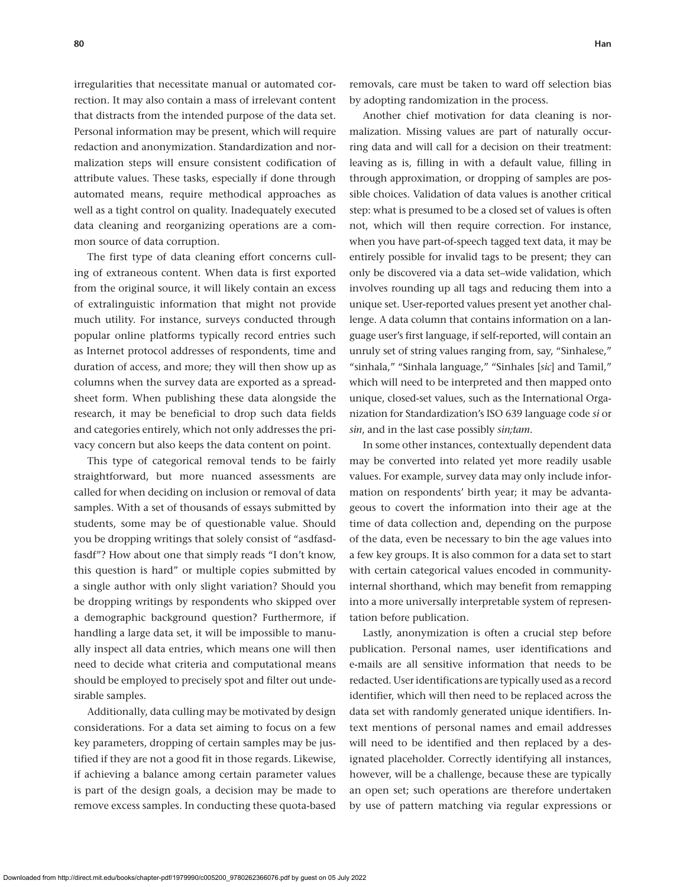irregularities that necessitate manual or automated correction. It may also contain a mass of irrelevant content that distracts from the intended purpose of the data set. Personal information may be present, which will require redaction and anonymization. Standardization and normalization steps will ensure consistent codification of attribute values. These tasks, especially if done through automated means, require methodical approaches as well as a tight control on quality. Inadequately executed data cleaning and reorganizing operations are a common source of data corruption.

The first type of data cleaning effort concerns culling of extraneous content. When data is first exported from the original source, it will likely contain an excess of extralinguistic information that might not provide much utility. For instance, surveys conducted through popular online platforms typically record entries such as Internet protocol addresses of respondents, time and duration of access, and more; they will then show up as columns when the survey data are exported as a spreadsheet form. When publishing these data alongside the research, it may be beneficial to drop such data fields and categories entirely, which not only addresses the privacy concern but also keeps the data content on point.

This type of categorical removal tends to be fairly straightforward, but more nuanced assessments are called for when deciding on inclusion or removal of data samples. With a set of thousands of essays submitted by students, some may be of questionable value. Should you be dropping writings that solely consist of "asdfasdfasdf"? How about one that simply reads "I don't know, this question is hard" or multiple copies submitted by a single author with only slight variation? Should you be dropping writings by respondents who skipped over a demographic background question? Furthermore, if handling a large data set, it will be impossible to manually inspect all data entries, which means one will then need to decide what criteria and computational means should be employed to precisely spot and filter out undesirable samples.

Additionally, data culling may be motivated by design considerations. For a data set aiming to focus on a few key parameters, dropping of certain samples may be justified if they are not a good fit in those regards. Likewise, if achieving a balance among certain parameter values is part of the design goals, a decision may be made to remove excess samples. In conducting these quota-based removals, care must be taken to ward off selection bias by adopting randomization in the process.

Another chief motivation for data cleaning is normalization. Missing values are part of naturally occurring data and will call for a decision on their treatment: leaving as is, filling in with a default value, filling in through approximation, or dropping of samples are possible choices. Validation of data values is another critical step: what is presumed to be a closed set of values is often not, which will then require correction. For instance, when you have part-of-speech tagged text data, it may be entirely possible for invalid tags to be present; they can only be discovered via a data set–wide validation, which involves rounding up all tags and reducing them into a unique set. User-reported values present yet another challenge. A data column that contains information on a language user's first language, if self-reported, will contain an unruly set of string values ranging from, say, "Sinhalese," "sinhala," "Sinhala language," "Sinhales [*sic*] and Tamil," which will need to be interpreted and then mapped onto unique, closed-set values, such as the International Organization for Standardization's ISO 639 language code *si* or *sin*, and in the last case possibly *sin;tam*.

In some other instances, contextually dependent data may be converted into related yet more readily usable values. For example, survey data may only include information on respondents' birth year; it may be advantageous to covert the information into their age at the time of data collection and, depending on the purpose of the data, even be necessary to bin the age values into a few key groups. It is also common for a data set to start with certain categorical values encoded in community-internal shorthand, which may benefit from remapping into a more universally interpretable system of representation before publication.

Lastly, anonymization is often a crucial step before publication. Personal names, user identifications and e-mails are all sensitive information that needs to be redacted. User identifications are typically used as a record identifier, which will then need to be replaced across the data set with randomly generated unique identifiers. In-text mentions of personal names and email addresses will need to be identified and then replaced by a designated placeholder. Correctly identifying all instances, however, will be a challenge, because these are typically an open set; such operations are therefore undertaken by use of pattern matching via regular expressions or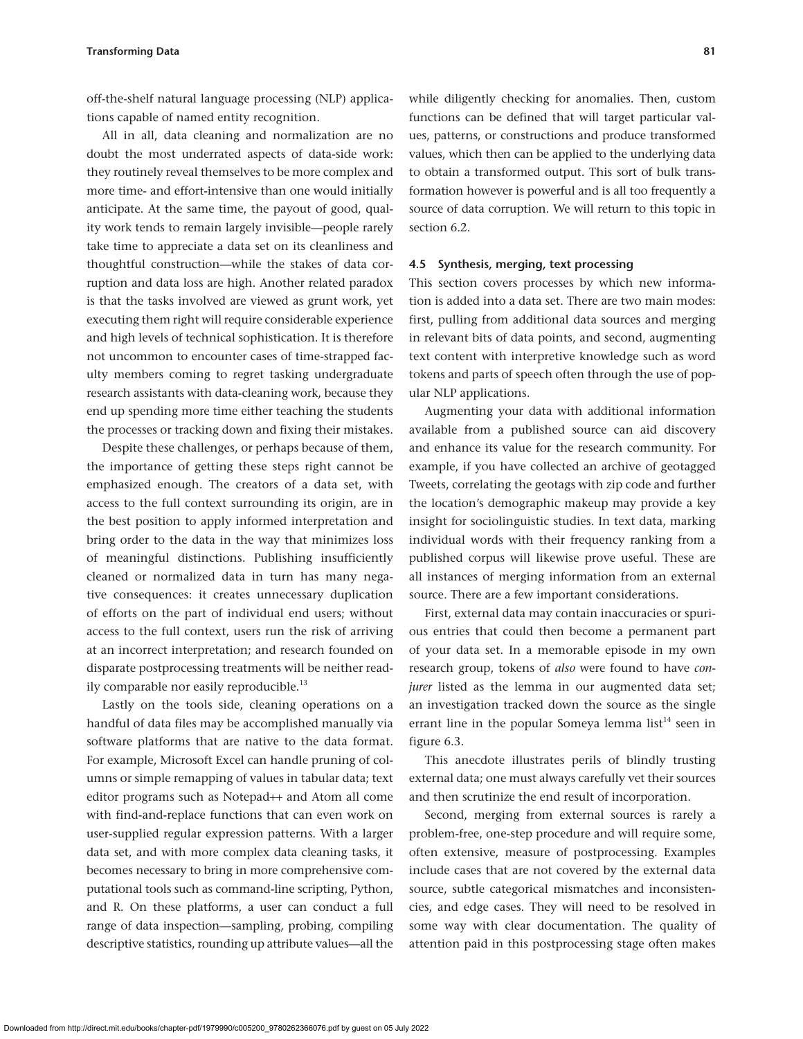off-the-shelf natural language processing (NLP) applications capable of named entity recognition.

All in all, data cleaning and normalization are no doubt the most underrated aspects of data-side work: they routinely reveal themselves to be more complex and more time- and effort-intensive than one would initially anticipate. At the same time, the payout of good, quality work tends to remain largely invisible—people rarely take time to appreciate a data set on its cleanliness and thoughtful construction—while the stakes of data corruption and data loss are high. Another related paradox is that the tasks involved are viewed as grunt work, yet executing them right will require considerable experience and high levels of technical sophistication. It is therefore not uncommon to encounter cases of time-strapped faculty members coming to regret tasking undergraduate research assistants with data-cleaning work, because they end up spending more time either teaching the students the processes or tracking down and fixing their mistakes.

Despite these challenges, or perhaps because of them, the importance of getting these steps right cannot be emphasized enough. The creators of a data set, with access to the full context surrounding its origin, are in the best position to apply informed interpretation and bring order to the data in the way that minimizes loss of meaningful distinctions. Publishing insufficiently cleaned or normalized data in turn has many negative consequences: it creates unnecessary duplication of efforts on the part of individual end users; without access to the full context, users run the risk of arriving at an incorrect interpretation; and research founded on disparate postprocessing treatments will be neither readily comparable nor easily reproducible.[13]

Lastly on the tools side, cleaning operations on a handful of data files may be accomplished manually via software platforms that are native to the data format. For example, Microsoft Excel can handle pruning of columns or simple remapping of values in tabular data; text editor programs such as Notepad++ and Atom all come with find-and-replace functions that can even work on user-supplied regular expression patterns. With a larger data set, and with more complex data cleaning tasks, it becomes necessary to bring in more comprehensive computational tools such as command-line scripting, Python, and R. On these platforms, a user can conduct a full range of data inspection—sampling, probing, compiling descriptive statistics, rounding up attribute values—all the while diligently checking for anomalies. Then, custom functions can be defined that will target particular values, patterns, or constructions and produce transformed values, which then can be applied to the underlying data to obtain a transformed output. This sort of bulk transformation however is powerful and is all too frequently a source of data corruption. We will return to this topic in section 6.2.

### 4.5 Synthesis, merging, text processing

This section covers processes by which new information is added into a data set. There are two main modes: first, pulling from additional data sources and merging in relevant bits of data points, and second, augmenting text content with interpretive knowledge such as word tokens and parts of speech often through the use of popular NLP applications.

Augmenting your data with additional information available from a published source can aid discovery and enhance its value for the research community. For example, if you have collected an archive of geotagged Tweets, correlating the geotags with zip code and further the location's demographic makeup may provide a key insight for sociolinguistic studies. In text data, marking individual words with their frequency ranking from a published corpus will likewise prove useful. These are all instances of merging information from an external source. There are a few important considerations.

First, external data may contain inaccuracies or spurious entries that could then become a permanent part of your data set. In a memorable episode in my own research group, tokens of *also* were found to have *conjurer* listed as the lemma in our augmented data set; an investigation tracked down the source as the single errant line in the popular Someya lemma list[14] seen in figure 6.3.

This anecdote illustrates perils of blindly trusting external data; one must always carefully vet their sources and then scrutinize the end result of incorporation.

Second, merging from external sources is rarely a problem-free, one-step procedure and will require some, often extensive, measure of postprocessing. Examples include cases that are not covered by the external data source, subtle categorical mismatches and inconsistencies, and edge cases. They will need to be resolved in some way with clear documentation. The quality of attention paid in this postprocessing stage often makes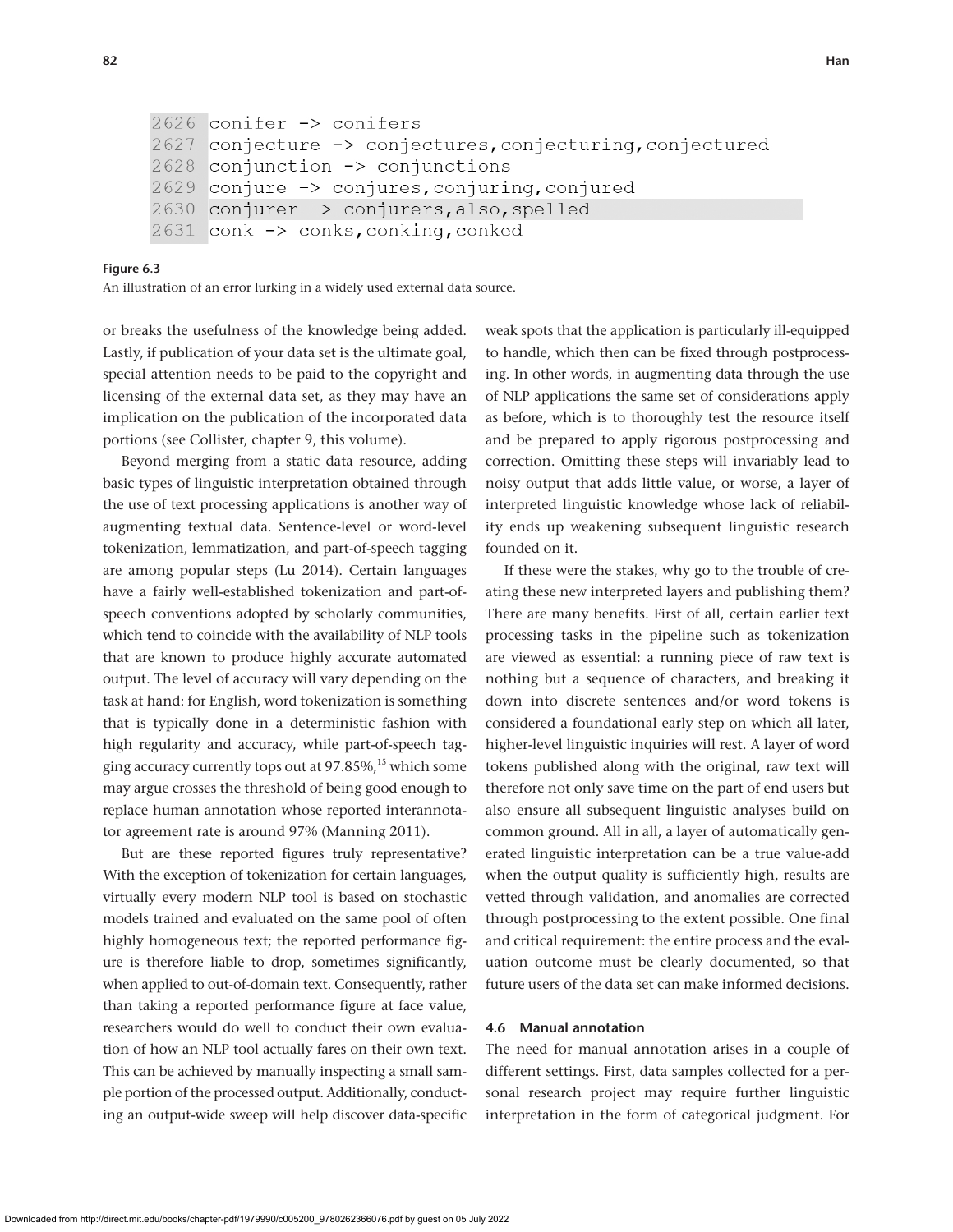```
2626 conifer -> conifers
2627 conjecture -> conjectures,conjecturing,conjectured
2628 conjunction -> conjunctions
2629 conjure -> conjures,conjuring,conjured
2630 conjurer -> conjurers,also,spelled
2631 conk -> conks,conking,conked
```

**Figure 6.3**

An illustration of an error lurking in a widely used external data source.

or breaks the usefulness of the knowledge being added. Lastly, if publication of your data set is the ultimate goal, special attention needs to be paid to the copyright and licensing of the external data set, as they may have an implication on the publication of the incorporated data portions (see Collister, chapter 9, this volume).

Beyond merging from a static data resource, adding basic types of linguistic interpretation obtained through the use of text processing applications is another way of augmenting textual data. Sentence-level or word-level tokenization, lemmatization, and part-of-speech tagging are among popular steps (Lu 2014). Certain languages have a fairly well-established tokenization and part-of-speech conventions adopted by scholarly communities, which tend to coincide with the availability of NLP tools that are known to produce highly accurate automated output. The level of accuracy will vary depending on the task at hand: for English, word tokenization is something that is typically done in a deterministic fashion with high regularity and accuracy, while part-of-speech tagging accuracy currently tops out at 97.85%,[15] which some may argue crosses the threshold of being good enough to replace human annotation whose reported interannotator agreement rate is around 97% (Manning 2011).

But are these reported figures truly representative? With the exception of tokenization for certain languages, virtually every modern NLP tool is based on stochastic models trained and evaluated on the same pool of often highly homogeneous text; the reported performance figure is therefore liable to drop, sometimes significantly, when applied to out-of-domain text. Consequently, rather than taking a reported performance figure at face value, researchers would do well to conduct their own evaluation of how an NLP tool actually fares on their own text. This can be achieved by manually inspecting a small sample portion of the processed output. Additionally, conducting an output-wide sweep will help discover data-specific weak spots that the application is particularly ill-equipped to handle, which then can be fixed through postprocessing. In other words, in augmenting data through the use of NLP applications the same set of considerations apply as before, which is to thoroughly test the resource itself and be prepared to apply rigorous postprocessing and correction. Omitting these steps will invariably lead to noisy output that adds little value, or worse, a layer of interpreted linguistic knowledge whose lack of reliability ends up weakening subsequent linguistic research founded on it.

If these were the stakes, why go to the trouble of creating these new interpreted layers and publishing them? There are many benefits. First of all, certain earlier text processing tasks in the pipeline such as tokenization are viewed as essential: a running piece of raw text is nothing but a sequence of characters, and breaking it down into discrete sentences and/or word tokens is considered a foundational early step on which all later, higher-level linguistic inquiries will rest. A layer of word tokens published along with the original, raw text will therefore not only save time on the part of end users but also ensure all subsequent linguistic analyses build on common ground. All in all, a layer of automatically generated linguistic interpretation can be a true value-add when the output quality is sufficiently high, results are vetted through validation, and anomalies are corrected through postprocessing to the extent possible. One final and critical requirement: the entire process and the evaluation outcome must be clearly documented, so that future users of the data set can make informed decisions.

### 4.6 Manual annotation

The need for manual annotation arises in a couple of different settings. First, data samples collected for a personal research project may require further linguistic interpretation in the form of categorical judgment. For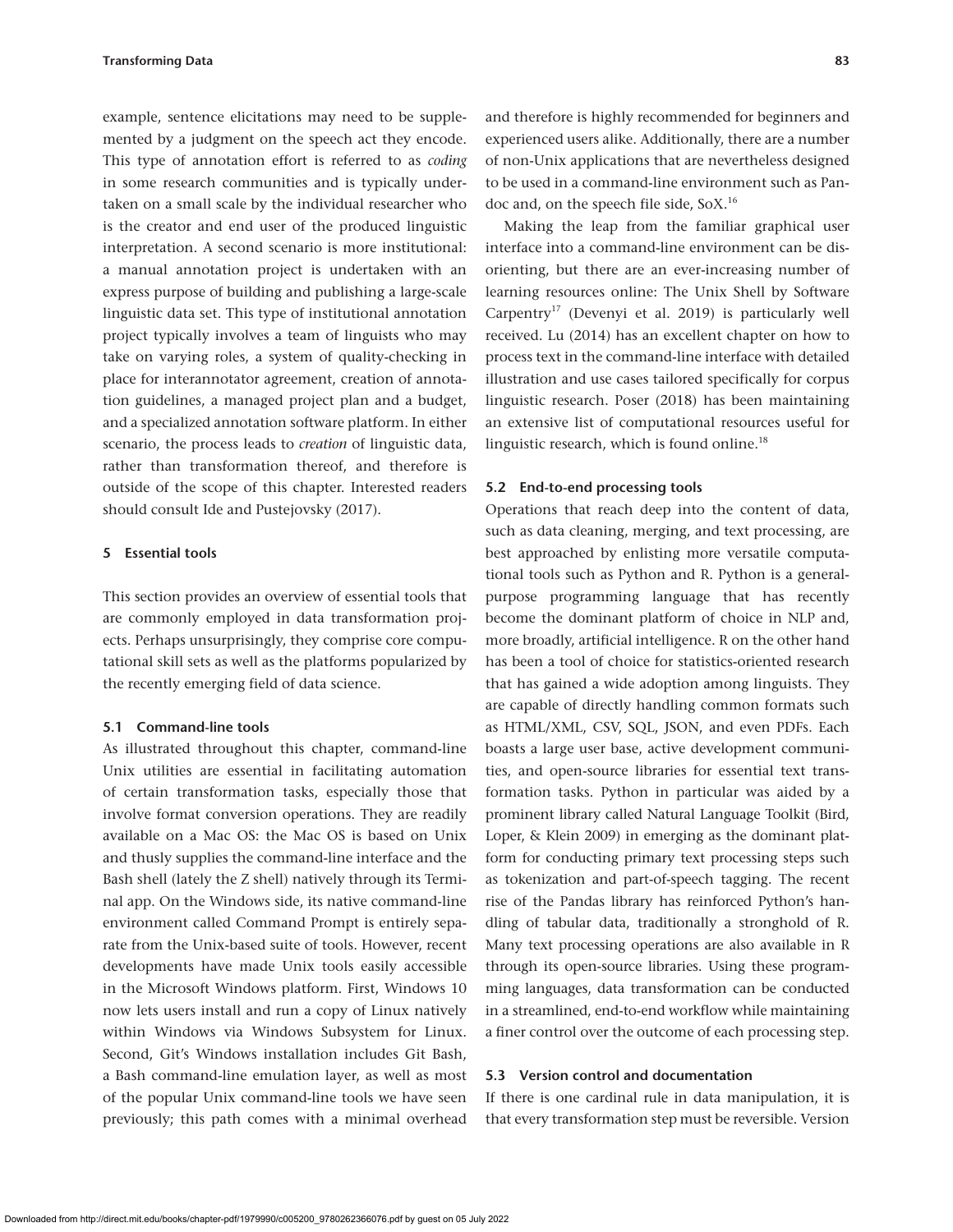example, sentence elicitations may need to be supplemented by a judgment on the speech act they encode. This type of annotation effort is referred to as *coding* in some research communities and is typically undertaken on a small scale by the individual researcher who is the creator and end user of the produced linguistic interpretation. A second scenario is more institutional: a manual annotation project is undertaken with an express purpose of building and publishing a large-scale linguistic data set. This type of institutional annotation project typically involves a team of linguists who may take on varying roles, a system of quality-checking in place for interannotator agreement, creation of annotation guidelines, a managed project plan and a budget, and a specialized annotation software platform. In either scenario, the process leads to *creation* of linguistic data, rather than transformation thereof, and therefore is outside of the scope of this chapter. Interested readers should consult Ide and Pustejovsky (2017).

## 5 Essential tools

This section provides an overview of essential tools that are commonly employed in data transformation projects. Perhaps unsurprisingly, they comprise core computational skill sets as well as the platforms popularized by the recently emerging field of data science.

### 5.1 Command-line tools

As illustrated throughout this chapter, command-line Unix utilities are essential in facilitating automation of certain transformation tasks, especially those that involve format conversion operations. They are readily available on a Mac OS: the Mac OS is based on Unix and thusly supplies the command-line interface and the Bash shell (lately the Z shell) natively through its Terminal app. On the Windows side, its native command-line environment called Command Prompt is entirely separate from the Unix-based suite of tools. However, recent developments have made Unix tools easily accessible in the Microsoft Windows platform. First, Windows 10 now lets users install and run a copy of Linux natively within Windows via Windows Subsystem for Linux. Second, Git's Windows installation includes Git Bash, a Bash command-line emulation layer, as well as most of the popular Unix command-line tools we have seen previously; this path comes with a minimal overhead and therefore is highly recommended for beginners and experienced users alike. Additionally, there are a number of non-Unix applications that are nevertheless designed to be used in a command-line environment such as Pandoc and, on the speech file side, SoX.[16]

Making the leap from the familiar graphical user interface into a command-line environment can be disorienting, but there are an ever-increasing number of learning resources online: The Unix Shell by Software Carpentry[17] (Devenyi et al. 2019) is particularly well received. Lu (2014) has an excellent chapter on how to process text in the command-line interface with detailed illustration and use cases tailored specifically for corpus linguistic research. Poser (2018) has been maintaining an extensive list of computational resources useful for linguistic research, which is found online.[18]

### 5.2 End-to-end processing tools

Operations that reach deep into the content of data, such as data cleaning, merging, and text processing, are best approached by enlisting more versatile computational tools such as Python and R. Python is a general-purpose programming language that has recently become the dominant platform of choice in NLP and, more broadly, artificial intelligence. R on the other hand has been a tool of choice for statistics-oriented research that has gained a wide adoption among linguists. They are capable of directly handling common formats such as HTML/XML, CSV, SQL, JSON, and even PDFs. Each boasts a large user base, active development communities, and open-source libraries for essential text transformation tasks. Python in particular was aided by a prominent library called Natural Language Toolkit (Bird, Loper, & Klein 2009) in emerging as the dominant platform for conducting primary text processing steps such as tokenization and part-of-speech tagging. The recent rise of the Pandas library has reinforced Python's handling of tabular data, traditionally a stronghold of R. Many text processing operations are also available in R through its open-source libraries. Using these programming languages, data transformation can be conducted in a streamlined, end-to-end workflow while maintaining a finer control over the outcome of each processing step.

### 5.3 Version control and documentation

If there is one cardinal rule in data manipulation, it is that every transformation step must be reversible. Version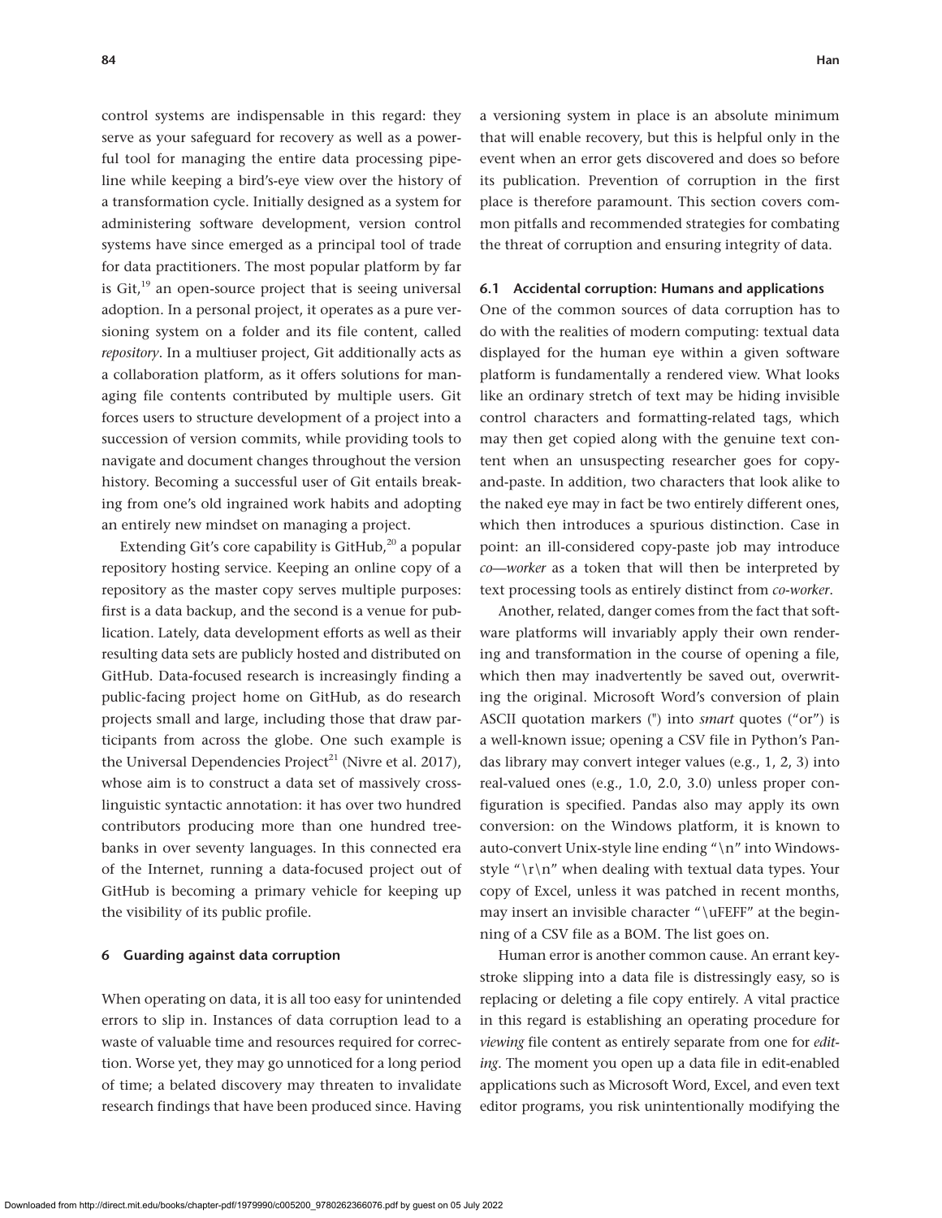control systems are indispensable in this regard: they serve as your safeguard for recovery as well as a powerful tool for managing the entire data processing pipeline while keeping a bird's-eye view over the history of a transformation cycle. Initially designed as a system for administering software development, version control systems have since emerged as a principal tool of trade for data practitioners. The most popular platform by far is Git,[19] an open-source project that is seeing universal adoption. In a personal project, it operates as a pure versioning system on a folder and its file content, called *repository*. In a multiuser project, Git additionally acts as a collaboration platform, as it offers solutions for managing file contents contributed by multiple users. Git forces users to structure development of a project into a succession of version commits, while providing tools to navigate and document changes throughout the version history. Becoming a successful user of Git entails breaking from one's old ingrained work habits and adopting an entirely new mindset on managing a project.

Extending Git's core capability is GitHub,[20] a popular repository hosting service. Keeping an online copy of a repository as the master copy serves multiple purposes: first is a data backup, and the second is a venue for publication. Lately, data development efforts as well as their resulting data sets are publicly hosted and distributed on GitHub. Data-focused research is increasingly finding a public-facing project home on GitHub, as do research projects small and large, including those that draw participants from across the globe. One such example is the Universal Dependencies Project[21] (Nivre et al. 2017), whose aim is to construct a data set of massively cross-linguistic syntactic annotation: it has over two hundred contributors producing more than one hundred treebanks in over seventy languages. In this connected era of the Internet, running a data-focused project out of GitHub is becoming a primary vehicle for keeping up the visibility of its public profile.

## 6 Guarding against data corruption

When operating on data, it is all too easy for unintended errors to slip in. Instances of data corruption lead to a waste of valuable time and resources required for correction. Worse yet, they may go unnoticed for a long period of time; a belated discovery may threaten to invalidate research findings that have been produced since. Having a versioning system in place is an absolute minimum that will enable recovery, but this is helpful only in the event when an error gets discovered and does so before its publication. Prevention of corruption in the first place is therefore paramount. This section covers common pitfalls and recommended strategies for combating the threat of corruption and ensuring integrity of data.

### 6.1 Accidental corruption: Humans and applications

One of the common sources of data corruption has to do with the realities of modern computing: textual data displayed for the human eye within a given software platform is fundamentally a rendered view. What looks like an ordinary stretch of text may be hiding invisible control characters and formatting-related tags, which may then get copied along with the genuine text content when an unsuspecting researcher goes for copy-and-paste. In addition, two characters that look alike to the naked eye may in fact be two entirely different ones, which then introduces a spurious distinction. Case in point: an ill-considered copy-paste job may introduce *co—worker* as a token that will then be interpreted by text processing tools as entirely distinct from *co-worker*.

Another, related, danger comes from the fact that software platforms will invariably apply their own rendering and transformation in the course of opening a file, which then may inadvertently be saved out, overwriting the original. Microsoft Word's conversion of plain ASCII quotation markers (") into *smart* quotes (“or”) is a well-known issue; opening a CSV file in Python's Pandas library may convert integer values (e.g., 1, 2, 3) into real-valued ones (e.g., 1.0, 2.0, 3.0) unless proper configuration is specified. Pandas also may apply its own conversion: on the Windows platform, it is known to auto-convert Unix-style line ending "\n" into Windows-style "\r\n" when dealing with textual data types. Your copy of Excel, unless it was patched in recent months, may insert an invisible character "\uFEFF" at the beginning of a CSV file as a BOM. The list goes on.

Human error is another common cause. An errant keystroke slipping into a data file is distressingly easy, so is replacing or deleting a file copy entirely. A vital practice in this regard is establishing an operating procedure for *viewing* file content as entirely separate from one for *editing*. The moment you open up a data file in edit-enabled applications such as Microsoft Word, Excel, and even text editor programs, you risk unintentionally modifying the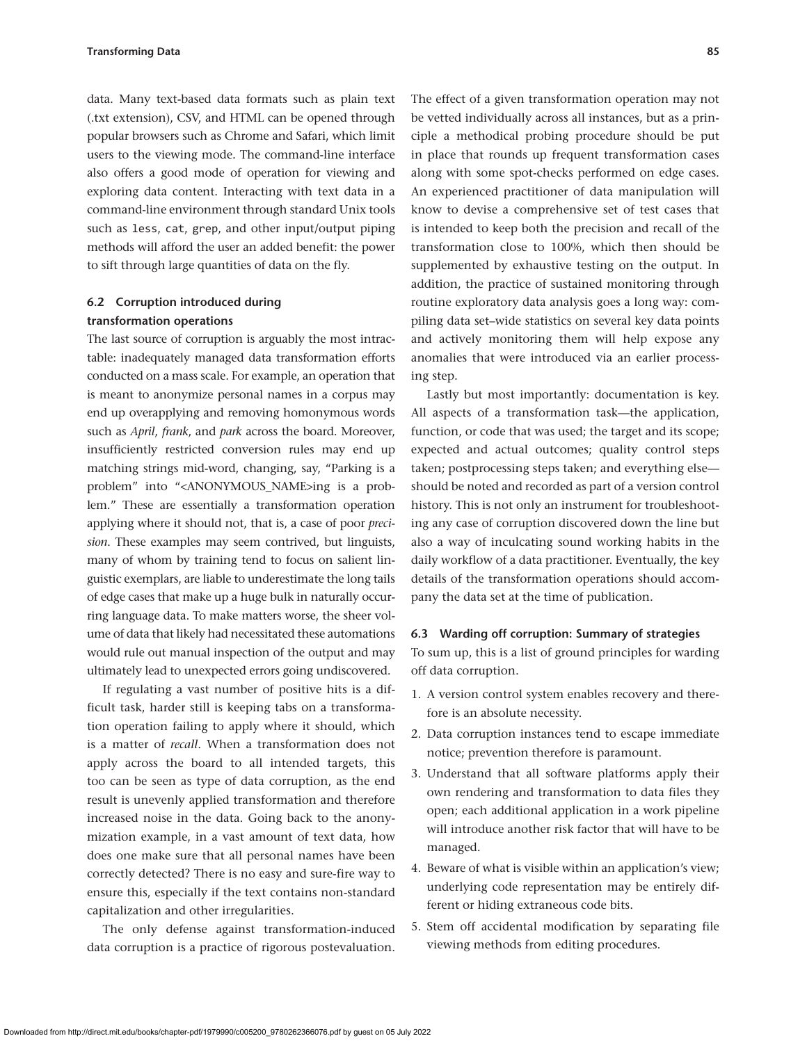data. Many text-based data formats such as plain text (.txt extension), CSV, and HTML can be opened through popular browsers such as Chrome and Safari, which limit users to the viewing mode. The command-line interface also offers a good mode of operation for viewing and exploring data content. Interacting with text data in a command-line environment through standard Unix tools such as `less`, `cat`, `grep`, and other input/output piping methods will afford the user an added benefit: the power to sift through large quantities of data on the fly.

### 6.2 Corruption introduced during transformation operations

The last source of corruption is arguably the most intractable: inadequately managed data transformation efforts conducted on a mass scale. For example, an operation that is meant to anonymize personal names in a corpus may end up overapplying and removing homonymous words such as *April*, *frank*, and *park* across the board. Moreover, insufficiently restricted conversion rules may end up matching strings mid-word, changing, say, "Parking is a problem" into "<ANONYMOUS_NAME>ing is a problem." These are essentially a transformation operation applying where it should not, that is, a case of poor *precision*. These examples may seem contrived, but linguists, many of whom by training tend to focus on salient linguistic exemplars, are liable to underestimate the long tails of edge cases that make up a huge bulk in naturally occurring language data. To make matters worse, the sheer volume of data that likely had necessitated these automations would rule out manual inspection of the output and may ultimately lead to unexpected errors going undiscovered.

If regulating a vast number of positive hits is a difficult task, harder still is keeping tabs on a transformation operation failing to apply where it should, which is a matter of *recall*. When a transformation does not apply across the board to all intended targets, this too can be seen as type of data corruption, as the end result is unevenly applied transformation and therefore increased noise in the data. Going back to the anonymization example, in a vast amount of text data, how does one make sure that all personal names have been correctly detected? There is no easy and sure-fire way to ensure this, especially if the text contains non-standard capitalization and other irregularities.

The only defense against transformation-induced data corruption is a practice of rigorous postevaluation. The effect of a given transformation operation may not be vetted individually across all instances, but as a principle a methodical probing procedure should be put in place that rounds up frequent transformation cases along with some spot-checks performed on edge cases. An experienced practitioner of data manipulation will know to devise a comprehensive set of test cases that is intended to keep both the precision and recall of the transformation close to 100%, which then should be supplemented by exhaustive testing on the output. In addition, the practice of sustained monitoring through routine exploratory data analysis goes a long way: compiling data set–wide statistics on several key data points and actively monitoring them will help expose any anomalies that were introduced via an earlier processing step.

Lastly but most importantly: documentation is key. All aspects of a transformation task—the application, function, or code that was used; the target and its scope; expected and actual outcomes; quality control steps taken; postprocessing steps taken; and everything else—should be noted and recorded as part of a version control history. This is not only an instrument for troubleshooting any case of corruption discovered down the line but also a way of inculcating sound working habits in the daily workflow of a data practitioner. Eventually, the key details of the transformation operations should accompany the data set at the time of publication.

### 6.3 Warding off corruption: Summary of strategies

To sum up, this is a list of ground principles for warding off data corruption.

1. A version control system enables recovery and therefore is an absolute necessity.
2. Data corruption instances tend to escape immediate notice; prevention therefore is paramount.
3. Understand that all software platforms apply their own rendering and transformation to data files they open; each additional application in a work pipeline will introduce another risk factor that will have to be managed.
4. Beware of what is visible within an application's view; underlying code representation may be entirely different or hiding extraneous code bits.
5. Stem off accidental modification by separating file viewing methods from editing procedures.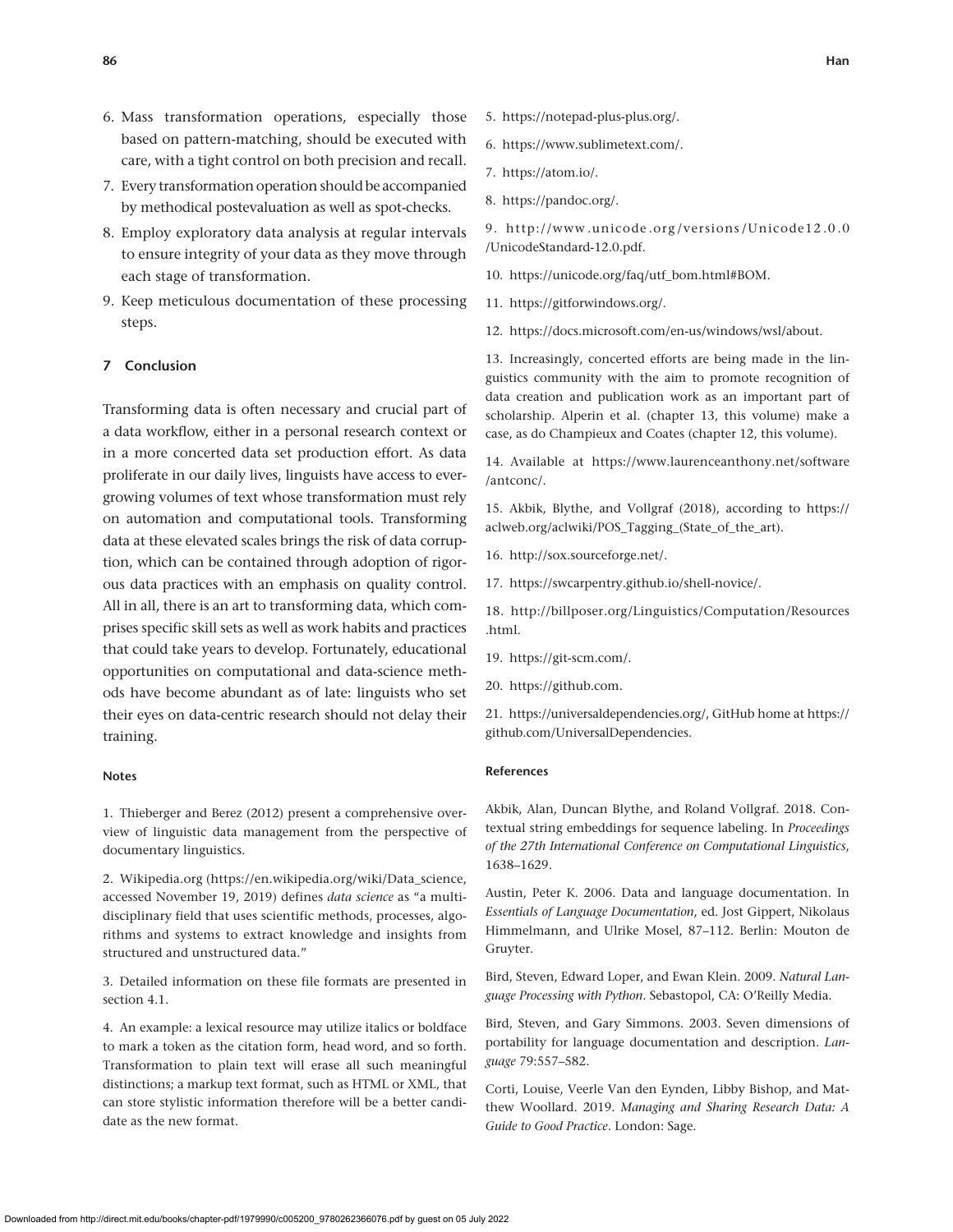6. Mass transformation operations, especially those based on pattern-matching, should be executed with care, with a tight control on both precision and recall.
7. Every transformation operation should be accompanied by methodical postevaluation as well as spot-checks.
8. Employ exploratory data analysis at regular intervals to ensure integrity of your data as they move through each stage of transformation.
9. Keep meticulous documentation of these processing steps.

## 7 Conclusion

Transforming data is often necessary and crucial part of a data workflow, either in a personal research context or in a more concerted data set production effort. As data proliferate in our daily lives, linguists have access to ever-growing volumes of text whose transformation must rely on automation and computational tools. Transforming data at these elevated scales brings the risk of data corruption, which can be contained through adoption of rigorous data practices with an emphasis on quality control. All in all, there is an art to transforming data, which comprises specific skill sets as well as work habits and practices that could take years to develop. Fortunately, educational opportunities on computational and data-science methods have become abundant as of late: linguists who set their eyes on data-centric research should not delay their training.

### Notes

1. Thieberger and Berez (2012) present a comprehensive overview of linguistic data management from the perspective of documentary linguistics.

2. Wikipedia.org (https://en.wikipedia.org/wiki/Data_science, accessed November 19, 2019) defines *data science* as "a multi-disciplinary field that uses scientific methods, processes, algorithms and systems to extract knowledge and insights from structured and unstructured data."

3. Detailed information on these file formats are presented in section 4.1.

4. An example: a lexical resource may utilize italics or boldface to mark a token as the citation form, head word, and so forth. Transformation to plain text will erase all such meaningful distinctions; a markup text format, such as HTML or XML, that can store stylistic information therefore will be a better candidate as the new format.

5. https://notepad-plus-plus.org/.

6. https://www.sublimetext.com/.

7. https://atom.io/.

8. https://pandoc.org/.

9. http://www.unicode.org/versions/Unicode12.0.0/UnicodeStandard-12.0.pdf.

10. https://unicode.org/faq/utf_bom.html#BOM.

11. https://gitforwindows.org/.

12. https://docs.microsoft.com/en-us/windows/wsl/about.

13. Increasingly, concerted efforts are being made in the linguistics community with the aim to promote recognition of data creation and publication work as an important part of scholarship. Alperin et al. (chapter 13, this volume) make a case, as do Champieux and Coates (chapter 12, this volume).

14. Available at https://www.laurenceanthony.net/software/antconc/.

15. Akbik, Blythe, and Vollgraf (2018), according to https://aclweb.org/aclwiki/POS_Tagging_(State_of_the_art).

16. http://sox.sourceforge.net/.

17. https://swcarpentry.github.io/shell-novice/.

18. http://billposer.org/Linguistics/Computation/Resources.html.

19. https://git-scm.com/.

20. https://github.com.

21. https://universaldependencies.org/, GitHub home at https://github.com/UniversalDependencies.

### References

Akbik, Alan, Duncan Blythe, and Roland Vollgraf. 2018. Contextual string embeddings for sequence labeling. In *Proceedings of the 27th International Conference on Computational Linguistics*, 1638–1629.

Austin, Peter K. 2006. Data and language documentation. In *Essentials of Language Documentation*, ed. Jost Gippert, Nikolaus Himmelmann, and Ulrike Mosel, 87–112. Berlin: Mouton de Gruyter.

Bird, Steven, Edward Loper, and Ewan Klein. 2009. *Natural Language Processing with Python*. Sebastopol, CA: O'Reilly Media.

Bird, Steven, and Gary Simmons. 2003. Seven dimensions of portability for language documentation and description. *Language* 79:557–582.

Corti, Louise, Veerle Van den Eynden, Libby Bishop, and Matthew Woollard. 2019. *Managing and Sharing Research Data: A Guide to Good Practice*. London: Sage.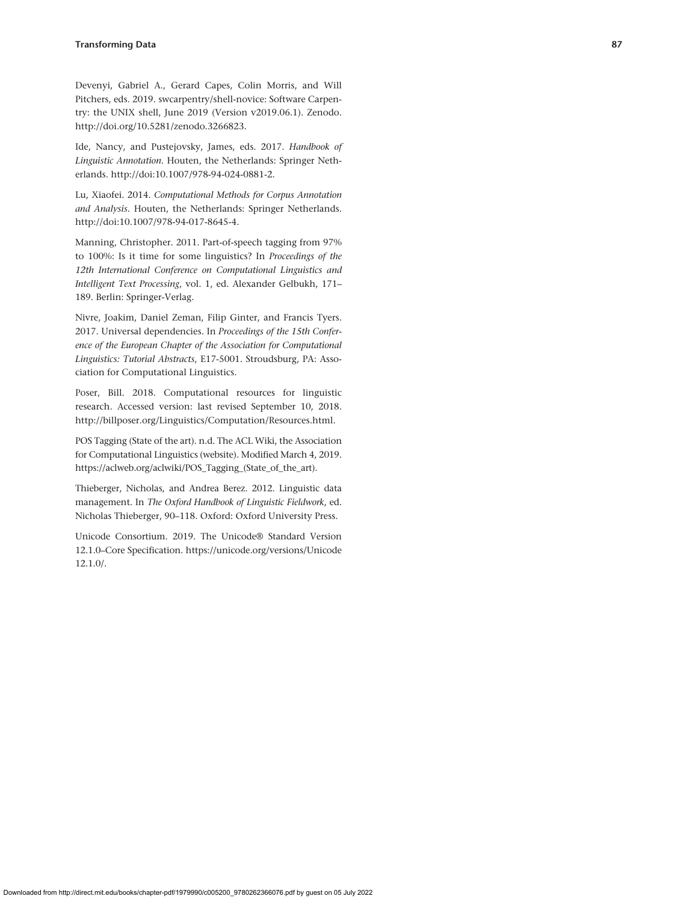Devenyi, Gabriel A., Gerard Capes, Colin Morris, and Will Pitchers, eds. 2019. swcarpentry/shell-novice: Software Carpentry: the UNIX shell, June 2019 (Version v2019.06.1). Zenodo. http://doi.org/10.5281/zenodo.3266823.

Ide, Nancy, and Pustejovsky, James, eds. 2017. *Handbook of Linguistic Annotation*. Houten, the Netherlands: Springer Netherlands. http://doi:10.1007/978-94-024-0881-2.

Lu, Xiaofei. 2014. *Computational Methods for Corpus Annotation and Analysis*. Houten, the Netherlands: Springer Netherlands. http://doi:10.1007/978-94-017-8645-4.

Manning, Christopher. 2011. Part-of-speech tagging from 97% to 100%: Is it time for some linguistics? In *Proceedings of the 12th International Conference on Computational Linguistics and Intelligent Text Processing*, vol. 1, ed. Alexander Gelbukh, 171–189. Berlin: Springer-Verlag.

Nivre, Joakim, Daniel Zeman, Filip Ginter, and Francis Tyers. 2017. Universal dependencies. In *Proceedings of the 15th Conference of the European Chapter of the Association for Computational Linguistics: Tutorial Abstracts*, E17-5001. Stroudsburg, PA: Association for Computational Linguistics.

Poser, Bill. 2018. Computational resources for linguistic research. Accessed version: last revised September 10, 2018. http://billposer.org/Linguistics/Computation/Resources.html.

POS Tagging (State of the art). n.d. The ACL Wiki, the Association for Computational Linguistics (website). Modified March 4, 2019. https://aclweb.org/aclwiki/POS_Tagging_(State_of_the_art).

Thieberger, Nicholas, and Andrea Berez. 2012. Linguistic data management. In *The Oxford Handbook of Linguistic Fieldwork*, ed. Nicholas Thieberger, 90–118. Oxford: Oxford University Press.

Unicode Consortium. 2019. The Unicode® Standard Version 12.1.0–Core Specification. https://unicode.org/versions/Unicode12.1.0/.